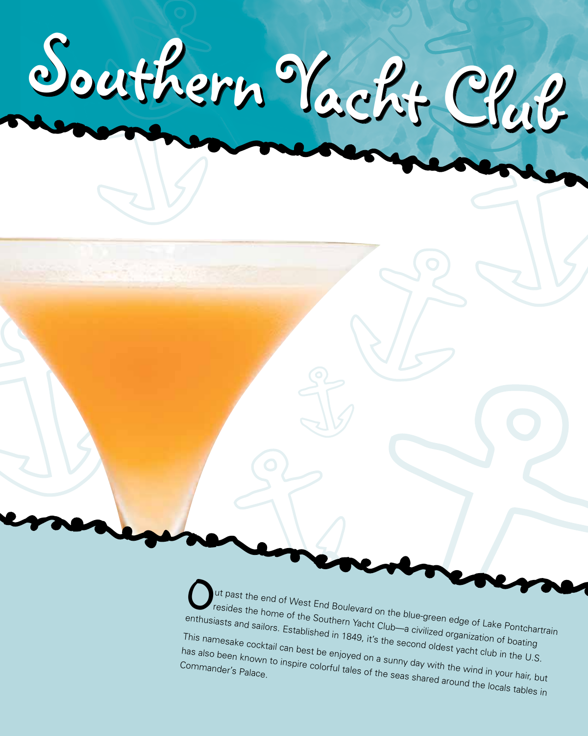# Southern Yacht Club

Out past the end of West End Boulevard on the blue-green edge of Lake Pontchartrain resides the home of the Southern Yacht Club—a civilized organization of boating enthusiasts and sailors. Established in 1849, it's the second oldest yacht club in the U.S. This namesake cocktail can best be enjoyed on a sunny day with the wind in your hair, but has also been known to inspire colorful tales of the seas shared around the locals tables in Commander's Palace.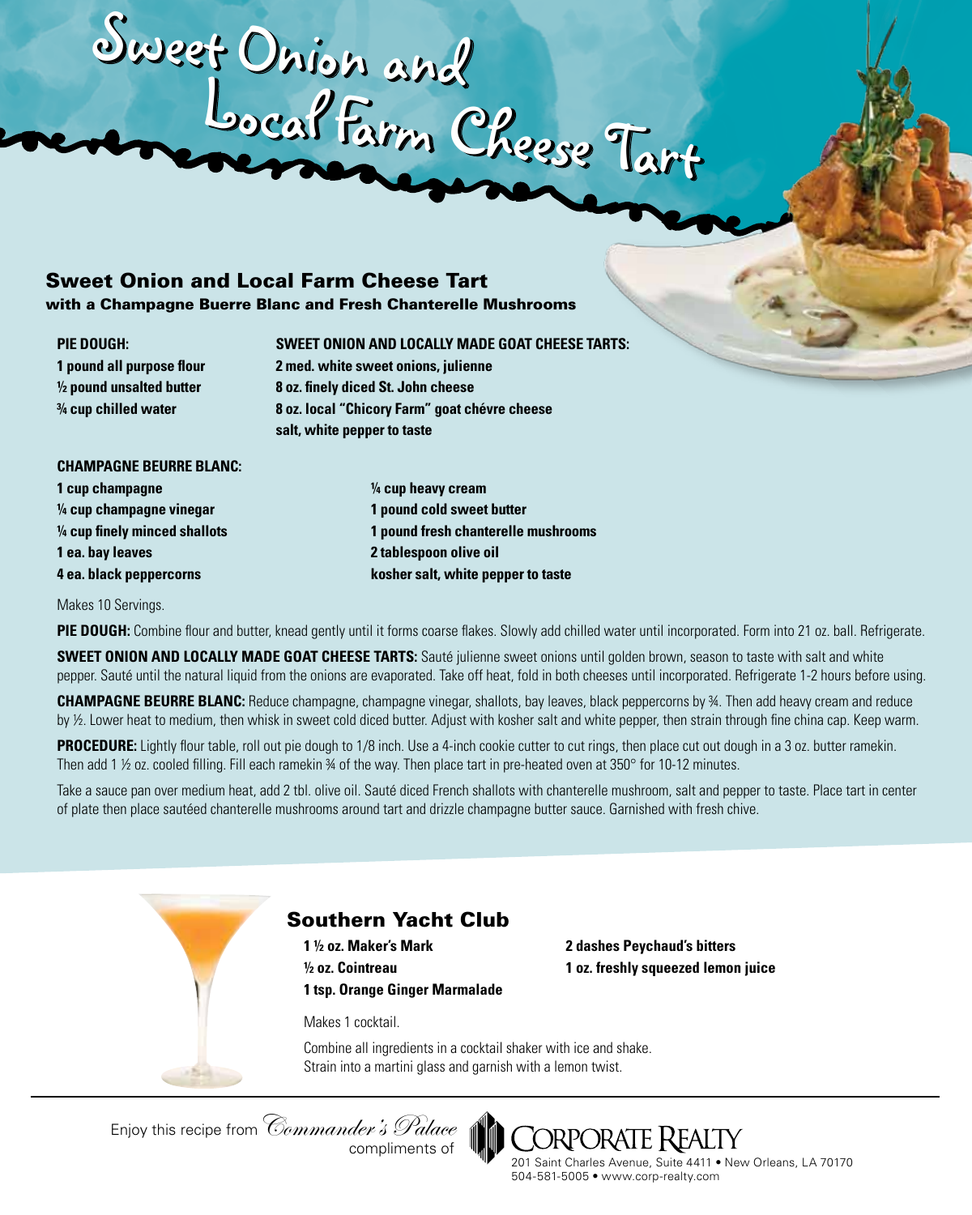# Sweet Onion and Local Farm Cheese Tart

## Sweet Onion and Local Farm Cheese Tart

**with a Champagne Buerre Blanc and Fresh Chanterelle Mushrooms**

**PIE DOUGH:**

**1 pound all purpose flour**
**½ pound unsalted butter**
**¾ cup chilled water**

**SWEET ONION AND LOCALLY MADE GOAT CHEESE TARTS:**

**2 med. white sweet onions, julienne**
**8 oz. finely diced St. John cheese**
**8 oz. local "Chicory Farm" goat chévre cheese**
**salt, white pepper to taste**

**CHAMPAGNE BEURRE BLANC:**

**1 cup champagne**
**¼ cup champagne vinegar**
**¼ cup finely minced shallots**
**1 ea. bay leaves**
**4 ea. black peppercorns**
**¼ cup heavy cream**
**1 pound cold sweet butter**
**1 pound fresh chanterelle mushrooms**
**2 tablespoon olive oil**
**kosher salt, white pepper to taste**

Makes 10 Servings.

**PIE DOUGH:** Combine flour and butter, knead gently until it forms coarse flakes. Slowly add chilled water until incorporated. Form into 21 oz. ball. Refrigerate.

**SWEET ONION AND LOCALLY MADE GOAT CHEESE TARTS:** Sauté julienne sweet onions until golden brown, season to taste with salt and white pepper. Sauté until the natural liquid from the onions are evaporated. Take off heat, fold in both cheeses until incorporated. Refrigerate 1-2 hours before using.

**CHAMPAGNE BEURRE BLANC:** Reduce champagne, champagne vinegar, shallots, bay leaves, black peppercorns by ¾. Then add heavy cream and reduce by ½. Lower heat to medium, then whisk in sweet cold diced butter. Adjust with kosher salt and white pepper, then strain through fine china cap. Keep warm.

**PROCEDURE:** Lightly flour table, roll out pie dough to 1/8 inch. Use a 4-inch cookie cutter to cut rings, then place cut out dough in a 3 oz. butter ramekin. Then add 1 ½ oz. cooled filling. Fill each ramekin ¾ of the way. Then place tart in pre-heated oven at 350° for 10-12 minutes.

Take a sauce pan over medium heat, add 2 tbl. olive oil. Sauté diced French shallots with chanterelle mushroom, salt and pepper to taste. Place tart in center of plate then place sautéed chanterelle mushrooms around tart and drizzle champagne butter sauce. Garnished with fresh chive.

## Southern Yacht Club

**1 ½ oz. Maker's Mark**
**½ oz. Cointreau**
**1 tsp. Orange Ginger Marmalade**
**2 dashes Peychaud's bitters**
**1 oz. freshly squeezed lemon juice**

Makes 1 cocktail.

Combine all ingredients in a cocktail shaker with ice and shake. Strain into a martini glass and garnish with a lemon twist.

Enjoy this recipe from *Commander's Palace* compliments of

CORPORATE REALTY
201 Saint Charles Avenue, Suite 4411 • New Orleans, LA 70170
504-581-5005 • www.corp-realty.com